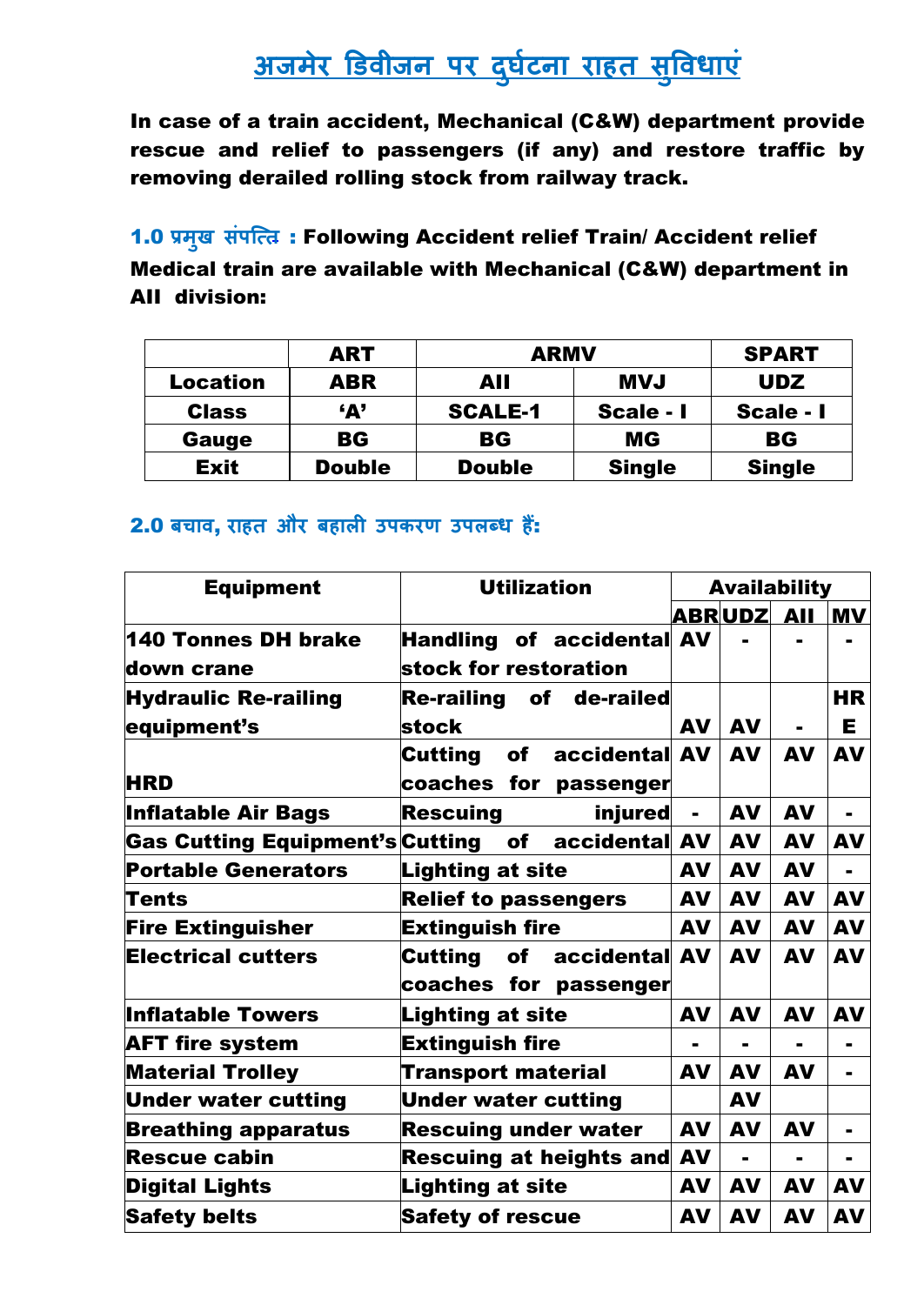# अजमेर डिवीजन पर दुर्घटना राहत सुविधाएं

**In case of a train accident, Mechanical (C&W) department provide rescue and relief to passengers (if any) and restore traffic by removing derailed rolling stock from railway track.**

**1.0 प्रमुख संपत्ति : Following Accident relief Train/ Accident relief Medical train are available with Mechanical (C&W) department in AII division:**

| | ART | ARMV | | SPART |
|---|---|---|---|---|
| **Location** | ABR | AII | MVJ | UDZ |
| **Class** | 'A' | SCALE-1 | Scale - I | Scale - I |
| **Gauge** | BG | BG | MG | BG |
| **Exit** | Double | Double | Single | Single |

**2.0 बचाव, राहत और बहाली उपकरण उपलब्ध हैं:**

| Equipment | Utilization | Availability | | | |
|---|---|---|---|---|---|
| | | ABR | UDZ | AII | MV |
| 140 Tonnes DH brake down crane | Handling of accidental stock for restoration | AV | - | - | - |
| Hydraulic Re-railing equipment's | Re-railing of de-railed stock | AV | AV | - | HRE |
| HRD | Cutting of accidental coaches for passenger | AV | AV | AV | AV |
| Inflatable Air Bags | Rescuing injured | - | AV | AV | - |
| Gas Cutting Equipment's | Cutting of accidental | AV | AV | AV | AV |
| Portable Generators | Lighting at site | AV | AV | AV | - |
| Tents | Relief to passengers | AV | AV | AV | AV |
| Fire Extinguisher | Extinguish fire | AV | AV | AV | AV |
| Electrical cutters | Cutting of accidental coaches for passenger | AV | AV | AV | AV |
| Inflatable Towers | Lighting at site | AV | AV | AV | AV |
| AFT fire system | Extinguish fire | - | - | - | - |
| Material Trolley | Transport material | AV | AV | AV | - |
| Under water cutting | Under water cutting | | AV | | |
| Breathing apparatus | Rescuing under water | AV | AV | AV | - |
| Rescue cabin | Rescuing at heights and | AV | - | - | - |
| Digital Lights | Lighting at site | AV | AV | AV | AV |
| Safety belts | Safety of rescue | AV | AV | AV | AV |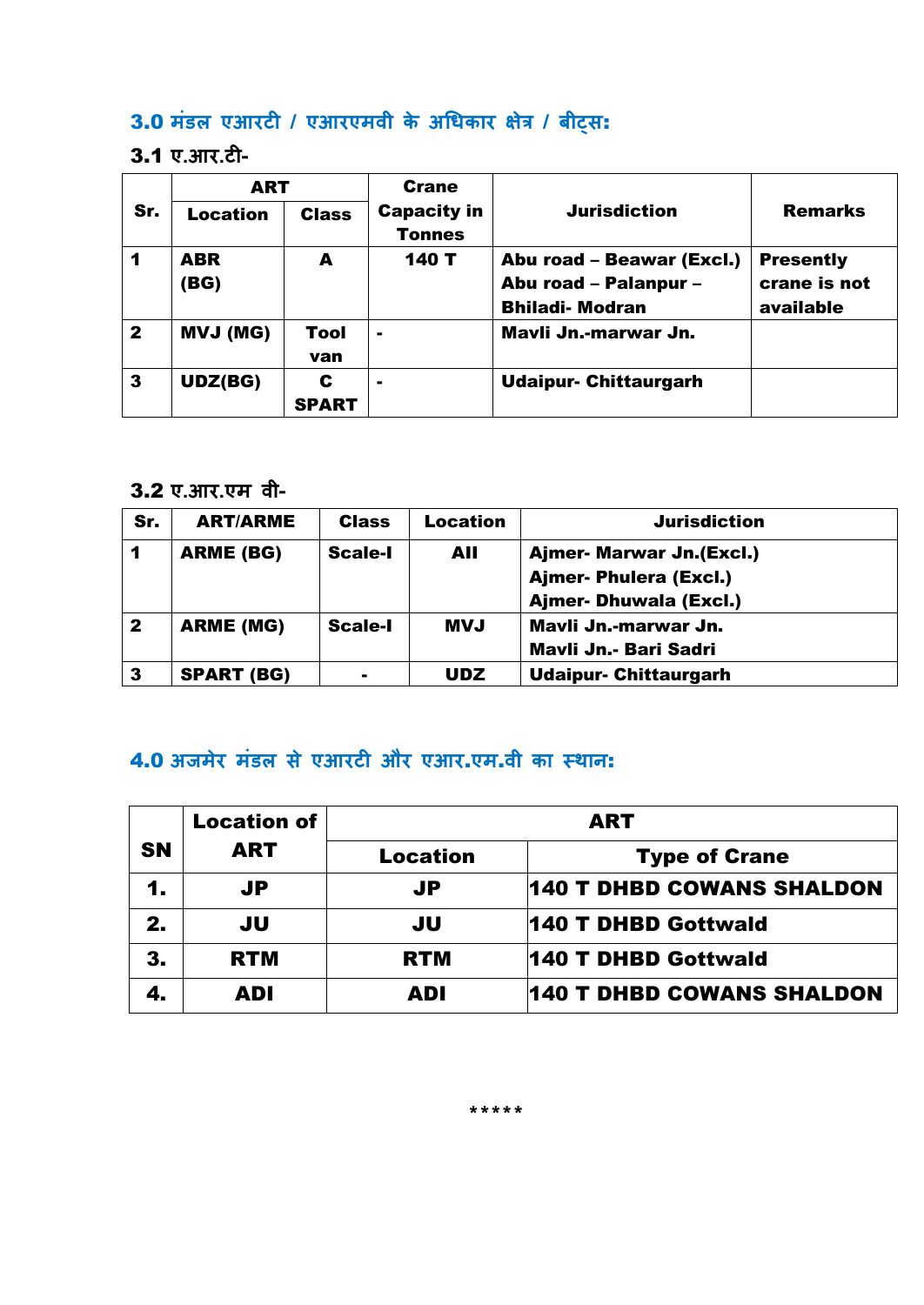## 3.0 मंडल एआरटी / एआरएमवी के अधिकार क्षेत्र / बीट्सः

### 3.1 ए.आर.टी-

| Sr. | ART | | Crane Capacity in Tonnes | Jurisdiction | Remarks |
|---|---|---|---|---|---|
| | Location | Class | | | |
| 1 | ABR (BG) | A | 140 T | Abu road – Beawar (Excl.) Abu road – Palanpur – Bhiladi- Modran | Presently crane is not available |
| 2 | MVJ (MG) | Tool van | - | Mavli Jn.-marwar Jn. | |
| 3 | UDZ(BG) | C SPART | - | Udaipur- Chittaurgarh | |

### 3.2 ए.आर.एम वी-

| Sr. | ART/ARME | Class | Location | Jurisdiction |
|---|---|---|---|---|
| 1 | ARME (BG) | Scale-I | AII | Ajmer- Marwar Jn.(Excl.) Ajmer- Phulera (Excl.) Ajmer- Dhuwala (Excl.) |
| 2 | ARME (MG) | Scale-I | MVJ | Mavli Jn.-marwar Jn. Mavli Jn.- Bari Sadri |
| 3 | SPART (BG) | - | UDZ | Udaipur- Chittaurgarh |

## 4.0 अजमेर मंडल से एआरटी और एआर.एम.वी का स्थानः

| SN | Location of ART | ART | |
|---|---|---|---|
| | | Location | Type of Crane |
| 1. | JP | JP | 140 T DHBD COWANS SHALDON |
| 2. | JU | JU | 140 T DHBD Gottwald |
| 3. | RTM | RTM | 140 T DHBD Gottwald |
| 4. | ADI | ADI | 140 T DHBD COWANS SHALDON |

*****